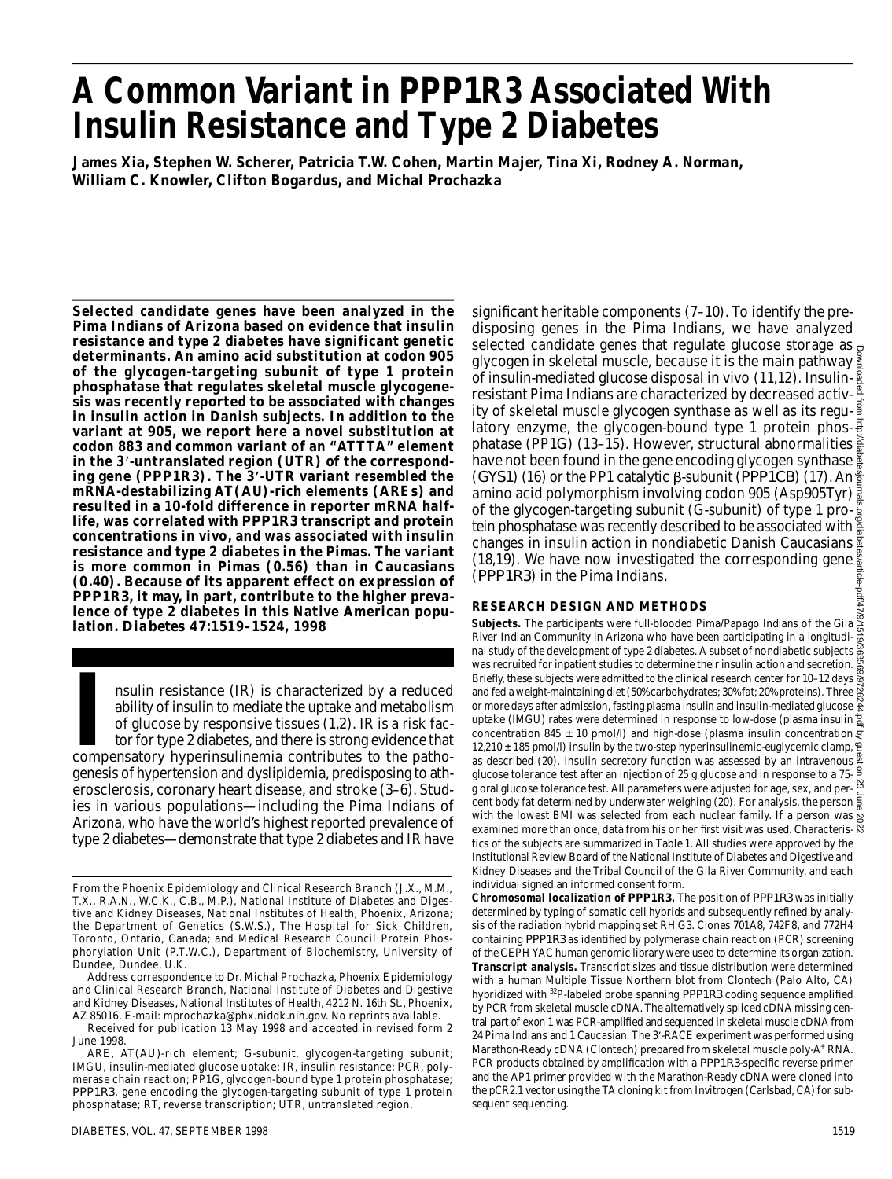# A Common Variant in PPP1R3 Associated With Insulin Resistance and Type 2 Diabetes

**James Xia, Stephen W. Scherer, Patricia T.W. Cohen, Martin Majer, Tina Xi, Rodney A. Norman, William C. Knowler, Clifton Bogardus, and Michal Prochazka**

**Selected candidate genes have been analyzed in the Pima Indians of Arizona based on evidence that insulin resistance and type 2 diabetes have significant genetic determinants. An amino acid substitution at codon 905 of the glycogen-targeting subunit of type 1 protein phosphatase that regulates skeletal muscle glycogenesis was recently reported to be associated with changes in insulin action in Danish subjects. In addition to the variant at 905, we report here a novel substitution at codon 883 and common variant of an "ATTTA" element in the 3′-untranslated region (UTR) of the corresponding gene (PPP1R3). The 3′-UTR variant resembled the mRNA-destabilizing AT(AU)-rich elements (AREs) and resulted in a 10-fold difference in reporter mRNA half-life, was correlated with PPP1R3 transcript and protein concentrations in vivo, and was associated with insulin resistance and type 2 diabetes in the Pimas. The variant is more common in Pimas (0.56) than in Caucasians (0.40). Because of its apparent effect on expression of PPP1R3, it may, in part, contribute to the higher prevalence of type 2 diabetes in this Native American population.** ***Diabetes* 47:1519–1524, 1998**

Insulin resistance (IR) is characterized by a reduced ability of insulin to mediate the uptake and metabolism of glucose by responsive tissues (1,2). IR is a risk factor for type 2 diabetes, and there is strong evidence that compensatory hyperinsulinemia contributes to the pathogenesis of hypertension and dyslipidemia, predisposing to atherosclerosis, coronary heart disease, and stroke (3–6). Studies in various populations—including the Pima Indians of Arizona, who have the world's highest reported prevalence of type 2 diabetes—demonstrate that type 2 diabetes and IR have significant heritable components (7–10). To identify the predisposing genes in the Pima Indians, we have analyzed selected candidate genes that regulate glucose storage as glycogen in skeletal muscle, because it is the main pathway of insulin-mediated glucose disposal in vivo (11,12). Insulin-resistant Pima Indians are characterized by decreased activity of skeletal muscle glycogen synthase as well as its regulatory enzyme, the glycogen-bound type 1 protein phosphatase (PP1G) (13–15). However, structural abnormalities have not been found in the gene encoding glycogen synthase (GYS1) (16) or the PP1 catalytic β-subunit (PPP1CB) (17). An amino acid polymorphism involving codon 905 (Asp905Tyr) of the glycogen-targeting subunit (G-subunit) of type 1 protein phosphatase was recently described to be associated with changes in insulin action in nondiabetic Danish Caucasians (18,19). We have now investigated the corresponding gene (PPP1R3) in the Pima Indians.

## RESEARCH DESIGN AND METHODS

**Subjects.** The participants were full-blooded Pima/Papago Indians of the Gila River Indian Community in Arizona who have been participating in a longitudinal study of the development of type 2 diabetes. A subset of nondiabetic subjects was recruited for inpatient studies to determine their insulin action and secretion. Briefly, these subjects were admitted to the clinical research center for 10–12 days and fed a weight-maintaining diet (50% carbohydrates; 30% fat; 20% proteins). Three or more days after admission, fasting plasma insulin and insulin-mediated glucose uptake (IMGU) rates were determined in response to low-dose (plasma insulin concentration 845 ± 10 pmol/l) and high-dose (plasma insulin concentration 12,210 ± 185 pmol/l) insulin by the two-step hyperinsulinemic-euglycemic clamp, as described (20). Insulin secretory function was assessed by an intravenous glucose tolerance test after an injection of 25 g glucose and in response to a 75-g oral glucose tolerance test. All parameters were adjusted for age, sex, and percent body fat determined by underwater weighing (20). For analysis, the person with the lowest BMI was selected from each nuclear family. If a person was examined more than once, data from his or her first visit was used. Characteristics of the subjects are summarized in Table 1. All studies were approved by the Institutional Review Board of the National Institute of Diabetes and Digestive and Kidney Diseases and the Tribal Council of the Gila River Community, and each individual signed an informed consent form.

**Chromosomal localization of PPP1R3.** The position of PPP1R3 was initially determined by typing of somatic cell hybrids and subsequently refined by analysis of the radiation hybrid mapping set RH G3. Clones 701A8, 742F8, and 772H4 containing PPP1R3 as identified by polymerase chain reaction (PCR) screening of the CEPH YAC human genomic library were used to determine its organization.

**Transcript analysis.** Transcript sizes and tissue distribution were determined with a human Multiple Tissue Northern blot from Clontech (Palo Alto, CA) hybridized with $^{32}$P-labeled probe spanning PPP1R3 coding sequence amplified by PCR from skeletal muscle cDNA. The alternatively spliced cDNA missing central part of exon 1 was PCR-amplified and sequenced in skeletal muscle cDNA from 24 Pima Indians and 1 Caucasian. The 3′-RACE experiment was performed using Marathon-Ready cDNA (Clontech) prepared from skeletal muscle poly-A$^+$ RNA. PCR products obtained by amplification with a PPP1R3-specific reverse primer and the AP1 primer provided with the Marathon-Ready cDNA were cloned into the pCR2.1 vector using the TA cloning kit from Invitrogen (Carlsbad, CA) for subsequent sequencing.

From the Phoenix Epidemiology and Clinical Research Branch (J.X., M.M., T.X., R.A.N., W.C.K., C.B., M.P.), National Institute of Diabetes and Digestive and Kidney Diseases, National Institutes of Health, Phoenix, Arizona; the Department of Genetics (S.W.S.), The Hospital for Sick Children, Toronto, Ontario, Canada; and Medical Research Council Protein Phosphorylation Unit (P.T.W.C.), Department of Biochemistry, University of Dundee, Dundee, U.K.

Address correspondence to Dr. Michal Prochazka, Phoenix Epidemiology and Clinical Research Branch, National Institute of Diabetes and Digestive and Kidney Diseases, National Institutes of Health, 4212 N. 16th St., Phoenix, AZ 85016. E-mail: mprochazka@phx.niddk.nih.gov. No reprints available.

Received for publication 13 May 1998 and accepted in revised form 2 June 1998.

ARE, AT(AU)-rich element; G-subunit, glycogen-targeting subunit; IMGU, insulin-mediated glucose uptake; IR, insulin resistance; PCR, polymerase chain reaction; PP1G, glycogen-bound type 1 protein phosphatase; PPP1R3, gene encoding the glycogen-targeting subunit of type 1 protein phosphatase; RT, reverse transcription; UTR, untranslated region.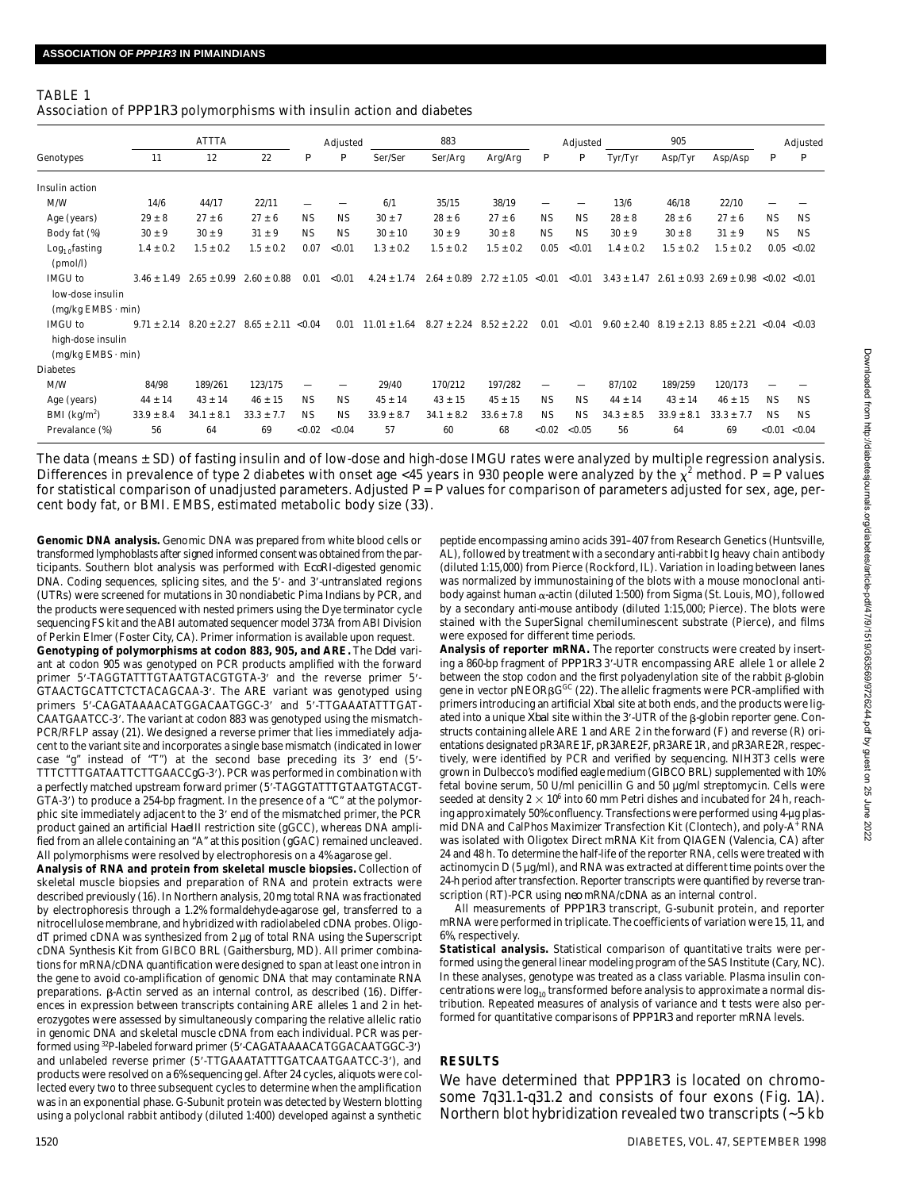TABLE 1
Association of PPP1R3 polymorphisms with insulin action and diabetes

| Genotypes | ATTTA | | | | Adjusted | 883 | | | | Adjusted | 905 | | | | Adjusted |
|---|---|---|---|---|---|---|---|---|---|---|---|---|---|---|---|
| | 11 | 12 | 22 | P | P | Ser/Ser | Ser/Arg | Arg/Arg | P | P | Tyr/Tyr | Asp/Tyr | Asp/Asp | P | P |
| Insulin action | | | | | | | | | | | | | | | |
| M/W | 14/6 | 44/17 | 22/11 | — | — | 6/1 | 35/15 | 38/19 | — | — | 13/6 | 46/18 | 22/10 | — | — |
| Age (years) | 29 ± 8 | 27 ± 6 | 27 ± 6 | NS | NS | 30 ± 7 | 28 ± 6 | 27 ± 6 | NS | NS | 28 ± 8 | 28 ± 6 | 27 ± 6 | NS | NS |
| Body fat (%) | 30 ± 9 | 30 ± 9 | 31 ± 9 | NS | NS | 30 ± 10 | 30 ± 9 | 30 ± 8 | NS | NS | 30 ± 9 | 30 ± 8 | 31 ± 9 | NS | NS |
| $Log_{10}$fasting (pmol/l) | 1.4 ± 0.2 | 1.5 ± 0.2 | 1.5 ± 0.2 | 0.07 | <0.01 | 1.3 ± 0.2 | 1.5 ± 0.2 | 1.5 ± 0.2 | 0.05 | <0.01 | 1.4 ± 0.2 | 1.5 ± 0.2 | 1.5 ± 0.2 | 0.05 | <0.02 |
| IMGU to low-dose insulin (mg/kg EMBS · min) | 3.46 ± 1.49 | 2.65 ± 0.99 | 2.60 ± 0.88 | 0.01 | <0.01 | 4.24 ± 1.74 | 2.64 ± 0.89 | 2.72 ± 1.05 | <0.01 | <0.01 | 3.43 ± 1.47 | 2.61 ± 0.93 | 2.69 ± 0.98 | <0.02 | <0.01 |
| IMGU to high-dose insulin (mg/kg EMBS · min) | 9.71 ± 2.14 | 8.20 ± 2.27 | 8.65 ± 2.11 | <0.04 | 0.01 | 11.01 ± 1.64 | 8.27 ± 2.24 | 8.52 ± 2.22 | 0.01 | <0.01 | 9.60 ± 2.40 | 8.19 ± 2.13 | 8.85 ± 2.21 | <0.04 | <0.03 |
| Diabetes | | | | | | | | | | | | | | | |
| M/W | 84/98 | 189/261 | 123/175 | — | — | 29/40 | 170/212 | 197/282 | — | — | 87/102 | 189/259 | 120/173 | — | — |
| Age (years) | 44 ± 14 | 43 ± 14 | 46 ± 15 | NS | NS | 45 ± 14 | 43 ± 15 | 45 ± 15 | NS | NS | 44 ± 14 | 43 ± 14 | 46 ± 15 | NS | NS |
| BMI (kg/m$^2$) | 33.9 ± 8.4 | 34.1 ± 8.1 | 33.3 ± 7.7 | NS | NS | 33.9 ± 8.7 | 34.1 ± 8.2 | 33.6 ± 7.8 | NS | NS | 34.3 ± 8.5 | 33.9 ± 8.1 | 33.3 ± 7.7 | NS | NS |
| Prevalance (%) | 56 | 64 | 69 | <0.02 | <0.04 | 57 | 60 | 68 | <0.02 | <0.05 | 56 | 64 | 69 | <0.01 | <0.04 |

The data (means ± SD) of fasting insulin and of low-dose and high-dose IMGU rates were analyzed by multiple regression analysis. Differences in prevalence of type 2 diabetes with onset age <45 years in 930 people were analyzed by the $\chi^2$ method. *P* = *P* values for statistical comparison of unadjusted parameters. Adjusted *P* = *P* values for comparison of parameters adjusted for sex, age, percent body fat, or BMI. EMBS, estimated metabolic body size (33).

**Genomic DNA analysis.** Genomic DNA was prepared from white blood cells or transformed lymphoblasts after signed informed consent was obtained from the participants. Southern blot analysis was performed with *Eco*RI-digested genomic DNA. Coding sequences, splicing sites, and the 5′- and 3′-untranslated regions (UTRs) were screened for mutations in 30 nondiabetic Pima Indians by PCR, and the products were sequenced with nested primers using the Dye terminator cycle sequencing FS kit and the ABI automated sequencer model 373A from ABI Division of Perkin Elmer (Foster City, CA). Primer information is available upon request.

**Genotyping of polymorphisms at codon 883, 905, and ARE.** The *Dde*I variant at codon 905 was genotyped on PCR products amplified with the forward primer 5′-TAGGTATTTGTAATGTACGTGTA-3′ and the reverse primer 5′-GTAACTGCATTCTCTACAGCAA-3′. The ARE variant was genotyped using primers 5′-CAGATAAAACATGGACAATGGC-3′ and 5′-TTGAAATATTTGATCAATGAATCC-3′. The variant at codon 883 was genotyped using the mismatch-PCR/RFLP assay (21). We designed a reverse primer that lies immediately adjacent to the variant site and incorporates a single base mismatch (indicated in lower case "g" instead of "T") at the second base preceding its 3′ end (5′-TTTCTTTGATAATTCTTGAACCgG-3′). PCR was performed in combination with a perfectly matched upstream forward primer (5′-TAGGTATTTGTAATGTACGTGTA-3′) to produce a 254-bp fragment. In the presence of a "C" at the polymorphic site immediately adjacent to the 3′ end of the mismatched primer, the PCR product gained an artificial *Hae*III restriction site (gGCC), whereas DNA amplified from an allele containing an "A" at this position (gGAC) remained uncleaved. All polymorphisms were resolved by electrophoresis on a 4% agarose gel.

**Analysis of RNA and protein from skeletal muscle biopsies.** Collection of skeletal muscle biopsies and preparation of RNA and protein extracts were described previously (16). In Northern analysis, 20 mg total RNA was fractionated by electrophoresis through a 1.2% formaldehyde-agarose gel, transferred to a nitrocellulose membrane, and hybridized with radiolabeled cDNA probes. Oligo-dT primed cDNA was synthesized from 2 µg of total RNA using the Superscript cDNA Synthesis Kit from GIBCO BRL (Gaithersburg, MD). All primer combinations for mRNA/cDNA quantification were designed to span at least one intron in the gene to avoid co-amplification of genomic DNA that may contaminate RNA preparations. β-Actin served as an internal control, as described (16). Differences in expression between transcripts containing ARE alleles 1 and 2 in heterozygotes were assessed by simultaneously comparing the relative allelic ratio in genomic DNA and skeletal muscle cDNA from each individual. PCR was performed using $^{32}$P-labeled forward primer (5′-CAGATAAAACATGGACAATGGC-3′) and unlabeled reverse primer (5′-TTGAAATATTTGATCAATGAATCC-3′), and products were resolved on a 6% sequencing gel. After 24 cycles, aliquots were collected every two to three subsequent cycles to determine when the amplification was in an exponential phase. G-Subunit protein was detected by Western blotting using a polyclonal rabbit antibody (diluted 1:400) developed against a synthetic peptide encompassing amino acids 391–407 from Research Genetics (Huntsville, AL), followed by treatment with a secondary anti-rabbit Ig heavy chain antibody (diluted 1:15,000) from Pierce (Rockford, IL). Variation in loading between lanes was normalized by immunostaining of the blots with a mouse monoclonal antibody against human α-actin (diluted 1:500) from Sigma (St. Louis, MO), followed by a secondary anti-mouse antibody (diluted 1:15,000; Pierce). The blots were stained with the SuperSignal chemiluminescent substrate (Pierce), and films were exposed for different time periods.

**Analysis of reporter mRNA.** The reporter constructs were created by inserting a 860-bp fragment of *PPP1R3* 3′-UTR encompassing ARE allele 1 or allele 2 between the stop codon and the first polyadenylation site of the rabbit β-globin gene in vector pNEORβG$^{GC}$ (22). The allelic fragments were PCR-amplified with primers introducing an artificial *Xba*I site at both ends, and the products were ligated into a unique *Xba*I site within the 3′-UTR of the β-globin reporter gene. Constructs containing allele ARE 1 and ARE 2 in the forward (F) and reverse (R) orientations designated pR3ARE1F, pR3ARE2F, pR3ARE1R, and pR3ARE2R, respectively, were identified by PCR and verified by sequencing. NIH3T3 cells were grown in Dulbecco's modified eagle medium (GIBCO BRL) supplemented with 10% fetal bovine serum, 50 U/ml penicillin G and 50 µg/ml streptomycin. Cells were seeded at density $2 \times 10^6$ into 60 mm Petri dishes and incubated for 24 h, reaching approximately 50% confluency. Transfections were performed using 4-µg plasmid DNA and CalPhos Maximizer Transfection Kit (Clontech), and poly-A$^+$ RNA was isolated with Oligotex Direct mRNA Kit from QIAGEN (Valencia, CA) after 24 and 48 h. To determine the half-life of the reporter RNA, cells were treated with actinomycin D (5 µg/ml), and RNA was extracted at different time points over the 24-h period after transfection. Reporter transcripts were quantified by reverse transcription (RT)-PCR using *neo* mRNA/cDNA as an internal control.

All measurements of *PPP1R3* transcript, G-subunit protein, and reporter mRNA were performed in triplicate. The coefficients of variation were 15, 11, and 6%, respectively.

**Statistical analysis.** Statistical comparison of quantitative traits were performed using the general linear modeling program of the SAS Institute (Cary, NC). In these analyses, genotype was treated as a class variable. Plasma insulin concentrations were $\log_{10}$ transformed before analysis to approximate a normal distribution. Repeated measures of analysis of variance and *t* tests were also performed for quantitative comparisons of *PPP1R3* and reporter mRNA levels.

## RESULTS

We have determined that *PPP1R3* is located on chromosome 7q31.1-q31.2 and consists of four exons (Fig. 1*A*). Northern blot hybridization revealed two transcripts (~5 kb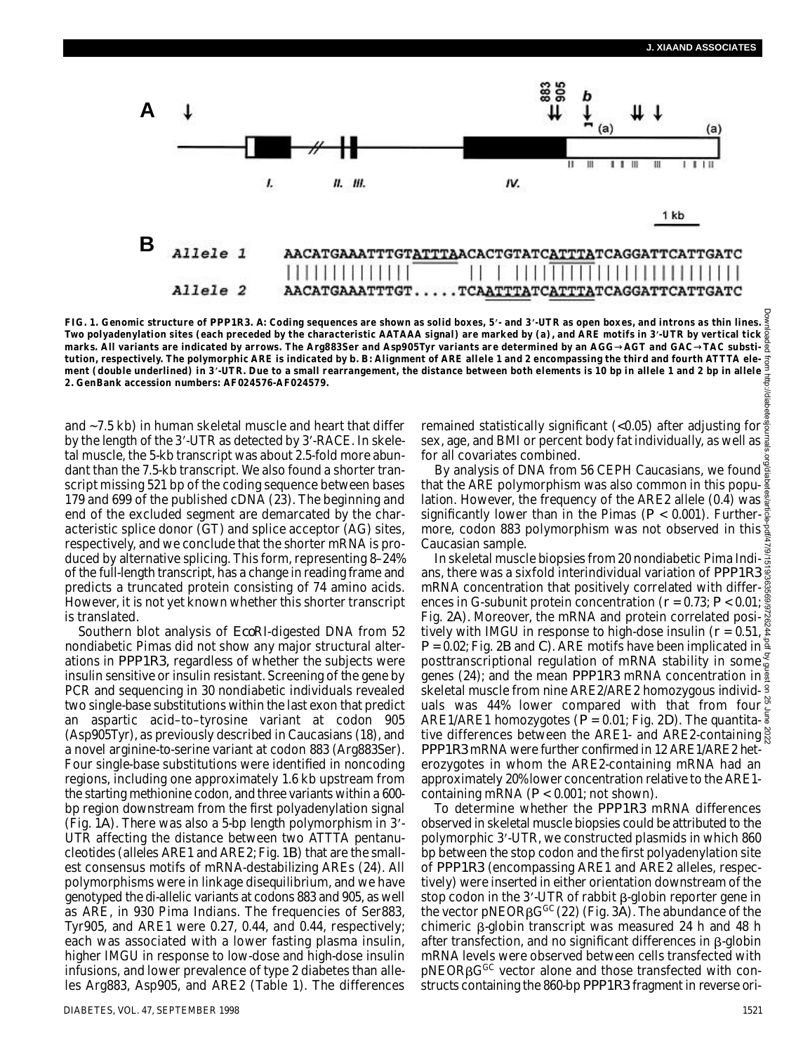A

I. II. III. IV.

1 kb

B

```
Allele 1   AACATGAAATTTGTATTTAACACTGTATCATTTATCAGGATTCATTGATC
           ||||||||||||||     || | |||||||||||||||||||||||||
Allele 2   AACATGAAATTTGT.....TCAATTTATCATTTATCAGGATTCATTGATC
```

**FIG. 1. Genomic structure of *PPP1R3*. A: Coding sequences are shown as solid boxes, 5′- and 3′-UTR as open boxes, and introns as thin lines. Two polyadenylation sites (each preceded by the characteristic AATAAA signal) are marked by (a), and ARE motifs in 3′-UTR by vertical tick marks. All variants are indicated by arrows. The Arg883Ser and Asp905Tyr variants are determined by an AGG→AGT and GAC→TAC substitution, respectively. The polymorphic ARE is indicated by b. B: Alignment of ARE allele 1 and 2 encompassing the third and fourth ATTTA element (double underlined) in 3′-UTR. Due to a small rearrangement, the distance between both elements is 10 bp in allele 1 and 2 bp in allele 2. GenBank accession numbers: AF024576-AF024579.**

and ~7.5 kb) in human skeletal muscle and heart that differ by the length of the 3′-UTR as detected by 3′-RACE. In skeletal muscle, the 5-kb transcript was about 2.5-fold more abundant than the 7.5-kb transcript. We also found a shorter transcript missing 521 bp of the coding sequence between bases 179 and 699 of the published cDNA (23). The beginning and end of the excluded segment are demarcated by the characteristic splice donor (GT) and splice acceptor (AG) sites, respectively, and we conclude that the shorter mRNA is produced by alternative splicing. This form, representing 8–24% of the full-length transcript, has a change in reading frame and predicts a truncated protein consisting of 74 amino acids. However, it is not yet known whether this shorter transcript is translated.

Southern blot analysis of *Eco*RI-digested DNA from 52 nondiabetic Pimas did not show any major structural alterations in *PPP1R3*, regardless of whether the subjects were insulin sensitive or insulin resistant. Screening of the gene by PCR and sequencing in 30 nondiabetic individuals revealed two single-base substitutions within the last exon that predict an aspartic acid–tyrosine variant at codon 905 (Asp905Tyr), as previously described in Caucasians (18), and a novel arginine-to-serine variant at codon 883 (Arg883Ser). Four single-base substitutions were identified in noncoding regions, including one approximately 1.6 kb upstream from the starting methionine codon, and three variants within a 600-bp region downstream from the first polyadenylation signal (Fig. 1*A*). There was also a 5-bp length polymorphism in 3′-UTR affecting the distance between two ATTTA pentanucleotides (alleles ARE1 and ARE2; Fig. 1*B*) that are the smallest consensus motifs of mRNA-destabilizing AREs (24). All polymorphisms were in linkage disequilibrium, and we have genotyped the di-allelic variants at codons 883 and 905, as well as ARE, in 930 Pima Indians. The frequencies of Ser883, Tyr905, and ARE1 were 0.27, 0.44, and 0.44, respectively; each was associated with a lower fasting plasma insulin, higher IMGU in response to low-dose and high-dose insulin infusions, and lower prevalence of type 2 diabetes than alleles Arg883, Asp905, and ARE2 (Table 1). The differences remained statistically significant (<0.05) after adjusting for sex, age, and BMI or percent body fat individually, as well as for all covariates combined.

By analysis of DNA from 56 CEPH Caucasians, we found that the ARE polymorphism was also common in this population. However, the frequency of the ARE2 allele (0.4) was significantly lower than in the Pimas ($P < 0.001$). Furthermore, codon 883 polymorphism was not observed in this Caucasian sample.

In skeletal muscle biopsies from 20 nondiabetic Pima Indians, there was a sixfold interindividual variation of *PPP1R3* mRNA concentration that positively correlated with differences in G-subunit protein concentration ($r = 0.73$; $P < 0.01$; Fig. 2*A*). Moreover, the mRNA and protein correlated positively with IMGU in response to high-dose insulin ($r = 0.51$, $P = 0.02$; Fig. 2*B* and *C*). ARE motifs have been implicated in posttranscriptional regulation of mRNA stability in some genes (24); and the mean *PPP1R3* mRNA concentration in skeletal muscle from nine ARE2/ARE2 homozygous individuals was 44% lower compared with that from four ARE1/ARE1 homozygotes ($P = 0.01$; Fig. 2*D*). The quantitative differences between the ARE1- and ARE2-containing *PPP1R3* mRNA were further confirmed in 12 ARE1/ARE2 heterozygotes in whom the ARE2-containing mRNA had an approximately 20% lower concentration relative to the ARE1-containing mRNA ($P < 0.001$; not shown).

To determine whether the *PPP1R3* mRNA differences observed in skeletal muscle biopsies could be attributed to the polymorphic 3′-UTR, we constructed plasmids in which 860 bp between the stop codon and the first polyadenylation site of *PPP1R3* (encompassing ARE1 and ARE2 alleles, respectively) were inserted in either orientation downstream of the stop codon in the 3′-UTR of rabbit β-globin reporter gene in the vector pNEORβG$^{GC}$ (22) (Fig. 3*A*). The abundance of the chimeric β-globin transcript was measured 24 h and 48 h after transfection, and no significant differences in β-globin mRNA levels were observed between cells transfected with pNEORβG$^{GC}$ vector alone and those transfected with constructs containing the 860-bp *PPP1R3* fragment in reverse ori-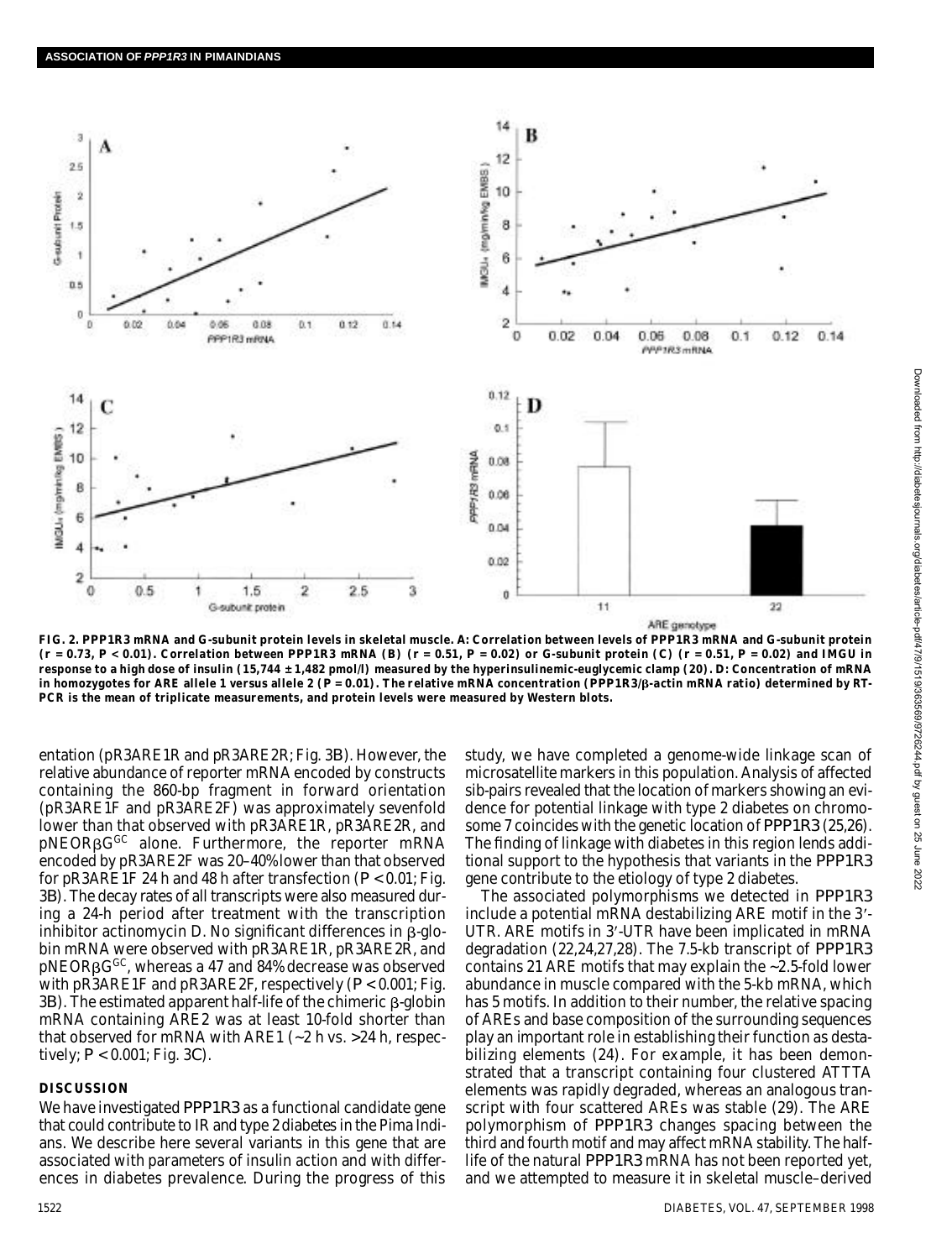FIG. 2. *PPP1R3* mRNA and G-subunit protein levels in skeletal muscle. A: Correlation between levels of *PPP1R3* mRNA and G-subunit protein ($r = 0.73$, $P < 0.01$). Correlation between *PPP1R3* mRNA (B) ($r = 0.51$, $P = 0.02$) or G-subunit protein (C) ($r = 0.51$, $P = 0.02$) and IMGU in response to a high dose of insulin (15,744 ± 1,482 pmol/l) measured by the hyperinsulinemic-euglycemic clamp (20). D: Concentration of mRNA in homozygotes for ARE allele 1 versus allele 2 ($P = 0.01$). The relative mRNA concentration (*PPP1R3*/β-actin mRNA ratio) determined by RT-PCR is the mean of triplicate measurements, and protein levels were measured by Western blots.

entation (pR3ARE1R and pR3ARE2R; Fig. 3B). However, the relative abundance of reporter mRNA encoded by constructs containing the 860-bp fragment in forward orientation (pR3ARE1F and pR3ARE2F) was approximately sevenfold lower than that observed with pR3ARE1R, pR3ARE2R, and pNEORβG[GC] alone. Furthermore, the reporter mRNA encoded by pR3ARE2F was 20–40% lower than that observed for pR3ARE1F 24 h and 48 h after transfection ($P < 0.01$; Fig. 3B). The decay rates of all transcripts were also measured during a 24-h period after treatment with the transcription inhibitor actinomycin D. No significant differences in β-globin mRNA were observed with pR3ARE1R, pR3ARE2R, and pNEORβG[GC], whereas a 47 and 84% decrease was observed with pR3ARE1F and pR3ARE2F, respectively ($P < 0.001$; Fig. 3B). The estimated apparent half-life of the chimeric β-globin mRNA containing ARE2 was at least 10-fold shorter than that observed for mRNA with ARE1 (~2 h vs. >24 h, respectively; $P < 0.001$; Fig. 3C).

## DISCUSSION

We have investigated *PPP1R3* as a functional candidate gene that could contribute to IR and type 2 diabetes in the Pima Indians. We describe here several variants in this gene that are associated with parameters of insulin action and with differences in diabetes prevalence. During the progress of this study, we have completed a genome-wide linkage scan of microsatellite markers in this population. Analysis of affected sib-pairs revealed that the location of markers showing an evidence for potential linkage with type 2 diabetes on chromosome 7 coincides with the genetic location of *PPP1R3* (25,26). The finding of linkage with diabetes in this region lends additional support to the hypothesis that variants in the *PPP1R3* gene contribute to the etiology of type 2 diabetes.

The associated polymorphisms we detected in *PPP1R3* include a potential mRNA destabilizing ARE motif in the 3′-UTR. ARE motifs in 3′-UTR have been implicated in mRNA degradation (22,24,27,28). The 7.5-kb transcript of *PPP1R3* contains 21 ARE motifs that may explain the ~2.5-fold lower abundance in muscle compared with the 5-kb mRNA, which has 5 motifs. In addition to their number, the relative spacing of AREs and base composition of the surrounding sequences play an important role in establishing their function as destabilizing elements (24). For example, it has been demonstrated that a transcript containing four clustered ATTTA elements was rapidly degraded, whereas an analogous transcript with four scattered AREs was stable (29). The ARE polymorphism of *PPP1R3* changes spacing between the third and fourth motif and may affect mRNA stability. The half-life of the natural *PPP1R3* mRNA has not been reported yet, and we attempted to measure it in skeletal muscle–derived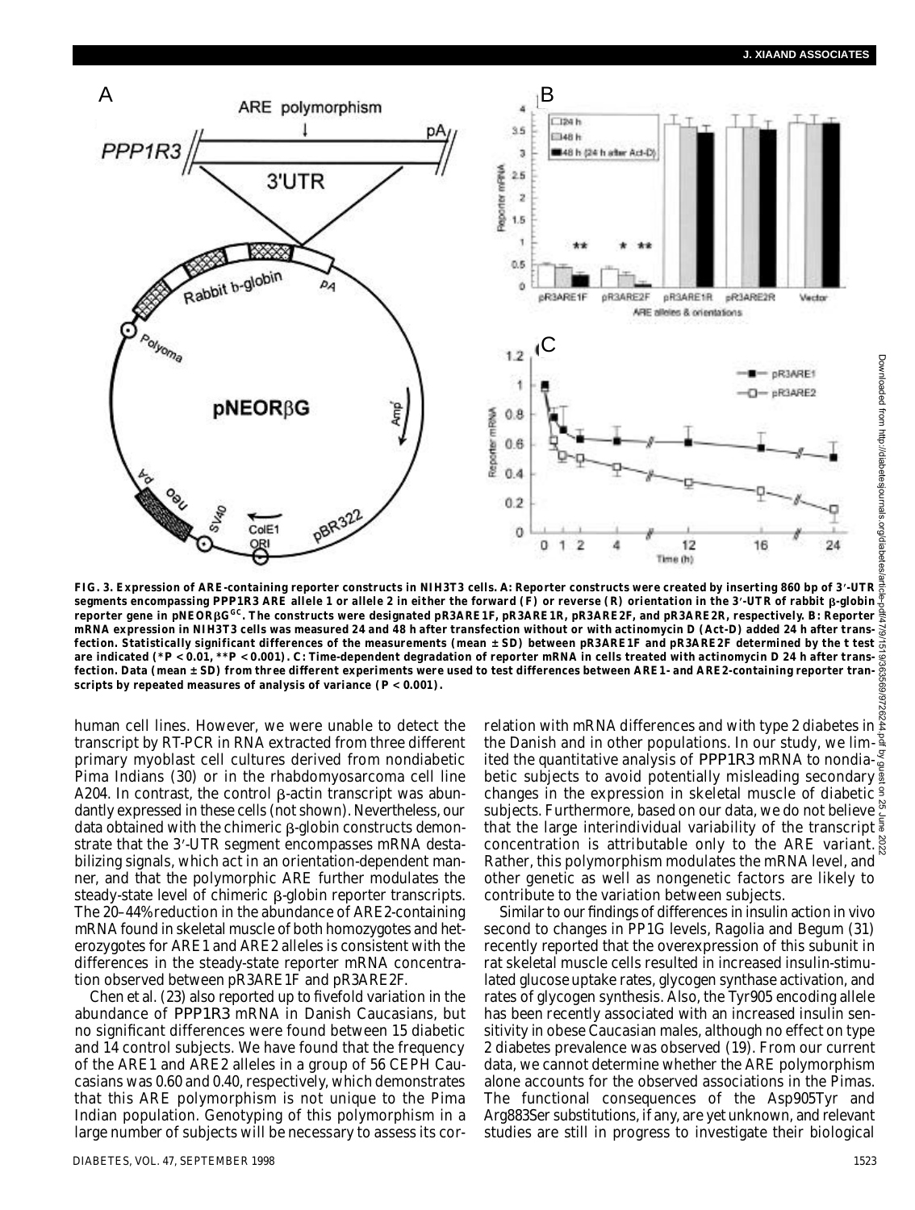**FIG. 3. Expression of ARE-containing reporter constructs in NIH3T3 cells. A: Reporter constructs were created by inserting 860 bp of 3′-UTR segments encompassing *PPP1R3* ARE allele 1 or allele 2 in either the forward (F) or reverse (R) orientation in the 3′-UTR of rabbit β-globin reporter gene in pNEORβG$^{GC}$. The constructs were designated pR3ARE1F, pR3ARE1R, pR3ARE2F, and pR3ARE2R, respectively. B: Reporter mRNA expression in NIH3T3 cells was measured 24 and 48 h after transfection without or with actinomycin D (Act-D) added 24 h after transfection. Statistically significant differences of the measurements (mean ± SD) between pR3ARE1F and pR3ARE2F determined by the *t* test are indicated (\*$P < 0.01$, \*\*$P < 0.001$). C: Time-dependent degradation of reporter mRNA in cells treated with actinomycin D 24 h after transfection. Data (mean ± SD) from three different experiments were used to test differences between ARE1- and ARE2-containing reporter transcripts by repeated measures of analysis of variance ($P < 0.001$).**

human cell lines. However, we were unable to detect the transcript by RT-PCR in RNA extracted from three different primary myoblast cell cultures derived from nondiabetic Pima Indians (30) or in the rhabdomyosarcoma cell line A204. In contrast, the control β-actin transcript was abundantly expressed in these cells (not shown). Nevertheless, our data obtained with the chimeric β-globin constructs demonstrate that the 3′-UTR segment encompasses mRNA destabilizing signals, which act in an orientation-dependent manner, and that the polymorphic ARE further modulates the steady-state level of chimeric β-globin reporter transcripts. The 20–44% reduction in the abundance of ARE2-containing mRNA found in skeletal muscle of both homozygotes and heterozygotes for ARE1 and ARE2 alleles is consistent with the differences in the steady-state reporter mRNA concentration observed between pR3ARE1F and pR3ARE2F.

Chen et al. (23) also reported up to fivefold variation in the abundance of *PPP1R3* mRNA in Danish Caucasians, but no significant differences were found between 15 diabetic and 14 control subjects. We have found that the frequency of the ARE1 and ARE2 alleles in a group of 56 CEPH Caucasians was 0.60 and 0.40, respectively, which demonstrates that this ARE polymorphism is not unique to the Pima Indian population. Genotyping of this polymorphism in a large number of subjects will be necessary to assess its correlation with mRNA differences and with type 2 diabetes in the Danish and in other populations. In our study, we limited the quantitative analysis of *PPP1R3* mRNA to nondiabetic subjects to avoid potentially misleading secondary changes in the expression in skeletal muscle of diabetic subjects. Furthermore, based on our data, we do not believe that the large interindividual variability of the transcript concentration is attributable only to the ARE variant. Rather, this polymorphism modulates the mRNA level, and other genetic as well as nongenetic factors are likely to contribute to the variation between subjects.

Similar to our findings of differences in insulin action in vivo second to changes in PP1G levels, Ragolia and Begum (31) recently reported that the overexpression of this subunit in rat skeletal muscle cells resulted in increased insulin-stimulated glucose uptake rates, glycogen synthase activation, and rates of glycogen synthesis. Also, the Tyr905 encoding allele has been recently associated with an increased insulin sensitivity in obese Caucasian males, although no effect on type 2 diabetes prevalence was observed (19). From our current data, we cannot determine whether the ARE polymorphism alone accounts for the observed associations in the Pimas. The functional consequences of the Asp905Tyr and Arg883Ser substitutions, if any, are yet unknown, and relevant studies are still in progress to investigate their biological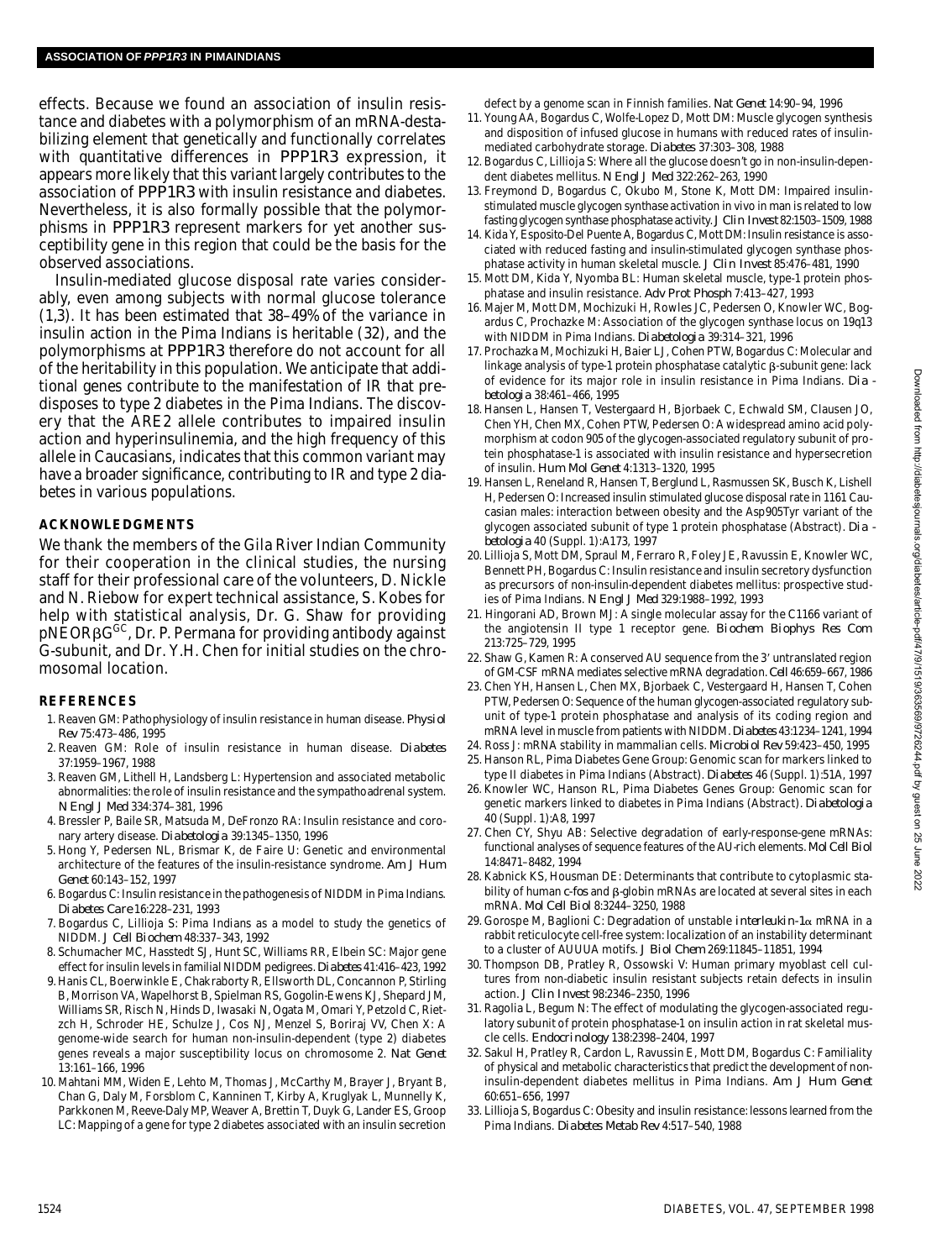effects. Because we found an association of insulin resistance and diabetes with a polymorphism of an mRNA-destabilizing element that genetically and functionally correlates with quantitative differences in *PPP1R3* expression, it appears more likely that this variant largely contributes to the association of *PPP1R3* with insulin resistance and diabetes. Nevertheless, it is also formally possible that the polymorphisms in *PPP1R3* represent markers for yet another susceptibility gene in this region that could be the basis for the observed associations.

Insulin-mediated glucose disposal rate varies considerably, even among subjects with normal glucose tolerance (1,3). It has been estimated that 38–49% of the variance in insulin action in the Pima Indians is heritable (32), and the polymorphisms in *PPP1R3* therefore do not account for all of the heritability in this population. We anticipate that additional genes contribute to the manifestation of IR that predisposes to type 2 diabetes in the Pima Indians. The discovery that the ARE2 allele contributes to impaired insulin action and hyperinsulinemia, and the high frequency of this allele in Caucasians, indicates that this common variant may have a broader significance, contributing to IR and type 2 diabetes in various populations.

## ACKNOWLEDGMENTS

We thank the members of the Gila River Indian Community for their cooperation in the clinical studies, the nursing staff for their professional care of the volunteers, D. Nickle and N. Riebow for expert technical assistance, S. Kobes for help with statistical analysis, Dr. G. Shaw for providing pNEORβG$^{GC}$, Dr. P. Permana for providing antibody against G-subunit, and Dr. Y.H. Chen for initial studies on the chromosomal location.

## REFERENCES

1. Reaven GM: Pathophysiology of insulin resistance in human disease. *Physiol Rev* 75:473–486, 1995
2. Reaven GM: Role of insulin resistance in human disease. *Diabetes* 37:1959–1967, 1988
3. Reaven GM, Lithell H, Landsberg L: Hypertension and associated metabolic abnormalities: the role of insulin resistance and the sympathoadrenal system. *N Engl J Med* 334:374–381, 1996
4. Bressler P, Baile SR, Matsuda M, DeFronzo RA: Insulin resistance and coronary artery disease. *Diabetologia* 39:1345–1350, 1996
5. Hong Y, Pedersen NL, Brismar K, de Faire U: Genetic and environmental architecture of the features of the insulin-resistance syndrome. *Am J Hum Genet* 60:143–152, 1997
6. Bogardus C: Insulin resistance in the pathogenesis of NIDDM in Pima Indians. *Diabetes Care* 16:228–231, 1993
7. Bogardus C, Lillioja S: Pima Indians as a model to study the genetics of NIDDM. *J Cell Biochem* 48:337–343, 1992
8. Schumacher MC, Hasstedt SJ, Hunt SC, Williams RR, Elbein SC: Major gene effect for insulin levels in familial NIDDM pedigrees. *Diabetes* 41:416–423, 1992
9. Hanis CL, Boerwinkle E, Chakraborty R, Ellsworth DL, Concannon P, Stirling B, Morrison VA, Wapelhorst B, Spielman RS, Gogolin-Ewens KJ, Shepard JM, Williams SR, Risch N, Hinds D, Iwasaki N, Ogata M, Omari Y, Petzold C, Rietzch H, Schroder HE, Schulze J, Cos NJ, Menzel S, Boriraj VV, Chen X: A genome-wide search for human non-insulin-dependent (type 2) diabetes genes reveals a major susceptibility locus on chromosome 2. *Nat Genet* 13:161–166, 1996
10. Mahtani MM, Widen E, Lehto M, Thomas J, McCarthy M, Brayer J, Bryant B, Chan G, Daly M, Forsblom C, Kanninen T, Kirby A, Kruglyak L, Munnelly K, Parkkonen M, Reeve-Daly MP, Weaver A, Brettin T, Duyk G, Lander ES, Groop LC: Mapping of a gene for type 2 diabetes associated with an insulin secretion defect by a genome scan in Finnish families. *Nat Genet* 14:90–94, 1996
11. Young AA, Bogardus C, Wolfe-Lopez D, Mott DM: Muscle glycogen synthesis and disposition of infused glucose in humans with reduced rates of insulin-mediated carbohydrate storage. *Diabetes* 37:303–308, 1988
12. Bogardus C, Lillioja S: Where all the glucose doesn't go in non-insulin-dependent diabetes mellitus. *N Engl J Med* 322:262–263, 1990
13. Freymond D, Bogardus C, Okubo M, Stone K, Mott DM: Impaired insulin-stimulated muscle glycogen synthase activation in vivo in man is related to low fasting glycogen synthase phosphatase activity. *J Clin Invest* 82:1503–1509, 1988
14. Kida Y, Esposito-Del Puente A, Bogardus C, Mott DM: Insulin resistance is associated with reduced fasting and insulin-stimulated glycogen synthase phosphatase activity in human skeletal muscle. *J Clin Invest* 85:476–481, 1990
15. Mott DM, Kida Y, Nyomba BL: Human skeletal muscle, type-1 protein phosphatase and insulin resistance. *Adv Prot Phosph* 7:413–427, 1993
16. Majer M, Mott DM, Mochizuki H, Rowles JC, Pedersen O, Knowler WC, Bogardus C, Prochazke M: Association of the glycogen synthase locus on 19q13 with NIDDM in Pima Indians. *Diabetologia* 39:314–321, 1996
17. Prochazka M, Mochizuki H, Baier LJ, Cohen PTW, Bogardus C: Molecular and linkage analysis of type-1 protein phosphatase catalytic β-subunit gene: lack of evidence for its major role in insulin resistance in Pima Indians. *Diabetologia* 38:461–466, 1995
18. Hansen L, Hansen T, Vestergaard H, Bjorbaek C, Echwald SM, Clausen JO, Chen YH, Chen MX, Cohen PTW, Pedersen O: A widespread amino acid polymorphism at codon 905 of the glycogen-associated regulatory subunit of protein phosphatase-1 is associated with insulin resistance and hypersecretion of insulin. *Hum Mol Genet* 4:1313–1320, 1995
19. Hansen L, Reneland R, Hansen T, Berglund L, Rasmussen SK, Busch K, Lishell H, Pedersen O: Increased insulin stimulated glucose disposal rate in 1161 Caucasian males: interaction between obesity and the Asp905Tyr variant of the glycogen associated subunit of type 1 protein phosphatase (Abstract). *Diabetologia* 40 (Suppl. 1):A173, 1997
20. Lillioja S, Mott DM, Spraul M, Ferraro R, Foley JE, Ravussin E, Knowler WC, Bennett PH, Bogardus C: Insulin resistance and insulin secretory dysfunction as precursors of non-insulin-dependent diabetes mellitus: prospective studies of Pima Indians. *N Engl J Med* 329:1988–1992, 1993
21. Hingorani AD, Brown MJ: A single molecular assay for the C1166 variant of the angiotensin II type 1 receptor gene. *Biochem Biophys Res Com* 213:725–729, 1995
22. Shaw G, Kamen R: A conserved AU sequence from the 3′ untranslated region of GM-CSF mRNA mediates selective mRNA degradation. *Cell* 46:659–667, 1986
23. Chen YH, Hansen L, Chen MX, Bjorbaek C, Vestergaard H, Hansen T, Cohen PTW, Pedersen O: Sequence of the human glycogen-associated regulatory subunit of type-1 protein phosphatase and analysis of its coding region and mRNA level in muscle from patients with NIDDM. *Diabetes* 43:1234–1241, 1994
24. Ross J: mRNA stability in mammalian cells. *Microbiol Rev* 59:423–450, 1995
25. Hanson RL, Pima Diabetes Gene Group: Genomic scan for markers linked to type II diabetes in Pima Indians (Abstract). *Diabetes* 46 (Suppl. 1):51A, 1997
26. Knowler WC, Hanson RL, Pima Diabetes Genes Group: Genomic scan for genetic markers linked to diabetes in Pima Indians (Abstract). *Diabetologia* 40 (Suppl. 1):A8, 1997
27. Chen CY, Shyu AB: Selective degradation of early-response-gene mRNAs: functional analyses of sequence features of the AU-rich elements. *Mol Cell Biol* 14:8471–8482, 1994
28. Kabnick KS, Housman DE: Determinants that contribute to cytoplasmic stability of human *c-fos* and β-globin mRNAs are located at several sites in each mRNA. *Mol Cell Biol* 8:3244–3250, 1988
29. Gorospe M, Baglioni C: Degradation of unstable *interleukin-1α* mRNA in a rabbit reticulocyte cell-free system: localization of an instability determinant to a cluster of AUUUA motifs. *J Biol Chem* 269:11845–11851, 1994
30. Thompson DB, Pratley R, Ossowski V: Human primary myoblast cell cultures from non-diabetic insulin resistant subjects retain defects in insulin action. *J Clin Invest* 98:2346–2350, 1996
31. Ragolia L, Begum N: The effect of modulating the glycogen-associated regulatory subunit of protein phosphatase-1 on insulin action in rat skeletal muscle cells. *Endocrinology* 138:2398–2404, 1997
32. Sakul H, Pratley R, Cardon L, Ravussin E, Mott DM, Bogardus C: Familiality of physical and metabolic characteristics that predict the development of non-insulin-dependent diabetes mellitus in Pima Indians. *Am J Hum Genet* 60:651–656, 1997
33. Lillioja S, Bogardus C: Obesity and insulin resistance: lessons learned from the Pima Indians. *Diabetes Metab Rev* 4:517–540, 1988